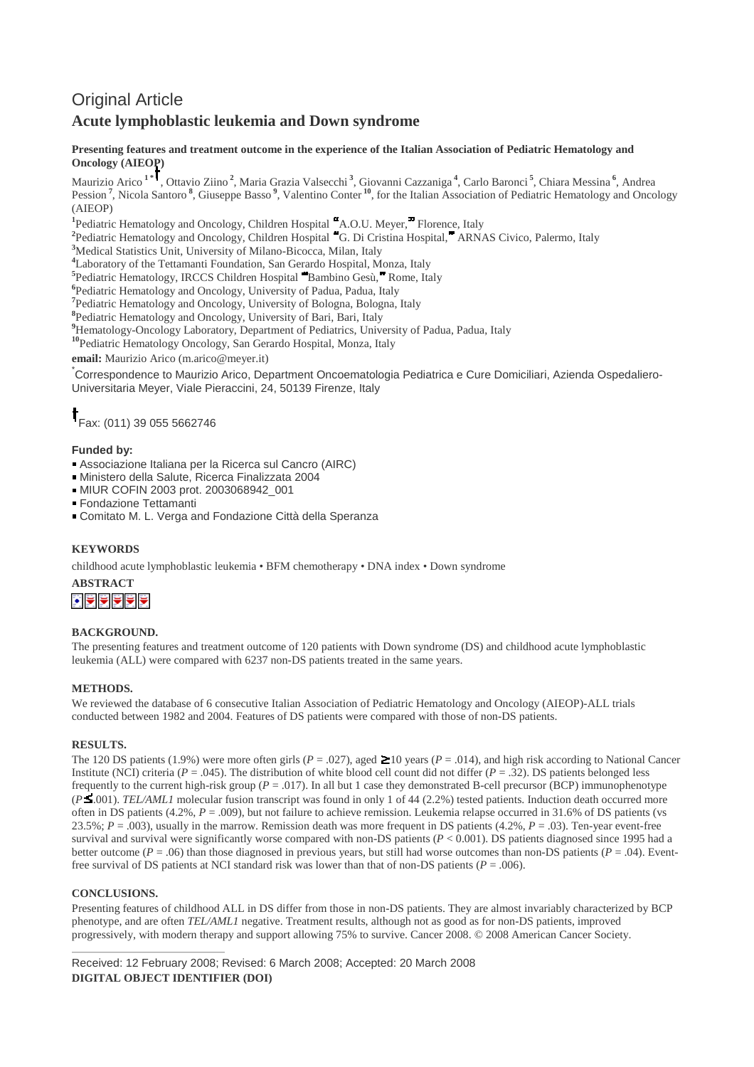Original Article

# Acute lymphoblastic leukemia and Down syndrome

**Presenting features and treatment outcome in the experience of the Italian Association of Pediatric Hematology and Oncology (AIEOP)**

Maurizio Arico [1*†], Ottavio Ziino [2], Maria Grazia Valsecchi [3], Giovanni Cazzaniga [4], Carlo Baronci [5], Chiara Messina [6], Andrea Pession [7], Nicola Santoro [8], Giuseppe Basso [9], Valentino Conter [10], for the Italian Association of Pediatric Hematology and Oncology (AIEOP)

[1]Pediatric Hematology and Oncology, Children Hospital "A.O.U. Meyer," Florence, Italy
[2]Pediatric Hematology and Oncology, Children Hospital "G. Di Cristina Hospital," ARNAS Civico, Palermo, Italy
[3]Medical Statistics Unit, University of Milano-Bicocca, Milan, Italy
[4]Laboratory of the Tettamanti Foundation, San Gerardo Hospital, Monza, Italy
[5]Pediatric Hematology, IRCCS Children Hospital "Bambino Gesù," Rome, Italy
[6]Pediatric Hematology and Oncology, University of Padua, Padua, Italy
[7]Pediatric Hematology and Oncology, University of Bologna, Bologna, Italy
[8]Pediatric Hematology and Oncology, University of Bari, Bari, Italy
[9]Hematology-Oncology Laboratory, Department of Pediatrics, University of Padua, Padua, Italy
[10]Pediatric Hematology Oncology, San Gerardo Hospital, Monza, Italy

**email:** Maurizio Arico (m.arico@meyer.it)

[*]Correspondence to Maurizio Arico, Department Oncoematologia Pediatrica e Cure Domiciliari, Azienda Ospedaliero-Universitaria Meyer, Viale Pieraccini, 24, 50139 Firenze, Italy

[†]Fax: (011) 39 055 5662746

**Funded by:**

- Associazione Italiana per la Ricerca sul Cancro (AIRC)
- Ministero della Salute, Ricerca Finalizzata 2004
- MIUR COFIN 2003 prot. 2003068942_001
- Fondazione Tettamanti
- Comitato M. L. Verga and Fondazione Città della Speranza

**KEYWORDS**

childhood acute lymphoblastic leukemia • BFM chemotherapy • DNA index • Down syndrome

**ABSTRACT**

**BACKGROUND.**

The presenting features and treatment outcome of 120 patients with Down syndrome (DS) and childhood acute lymphoblastic leukemia (ALL) were compared with 6237 non-DS patients treated in the same years.

**METHODS.**

We reviewed the database of 6 consecutive Italian Association of Pediatric Hematology and Oncology (AIEOP)-ALL trials conducted between 1982 and 2004. Features of DS patients were compared with those of non-DS patients.

**RESULTS.**

The 120 DS patients (1.9%) were more often girls ($P = .027$), aged $\geq$10 years ($P = .014$), and high risk according to National Cancer Institute (NCI) criteria ($P = .045$). The distribution of white blood cell count did not differ ($P = .32$). DS patients belonged less frequently to the current high-risk group ($P = .017$). In all but 1 case they demonstrated B-cell precursor (BCP) immunophenotype ($P \leq .001$). *TEL/AML1* molecular fusion transcript was found in only 1 of 44 (2.2%) tested patients. Induction death occurred more often in DS patients (4.2%, $P = .009$), but not failure to achieve remission. Leukemia relapse occurred in 31.6% of DS patients (vs 23.5%; $P = .003$), usually in the marrow. Remission death was more frequent in DS patients (4.2%, $P = .03$). Ten-year event-free survival and survival were significantly worse compared with non-DS patients ($P < 0.001$). DS patients diagnosed since 1995 had a better outcome ($P = .06$) than those diagnosed in previous years, but still had worse outcomes than non-DS patients ($P = .04$). Event-free survival of DS patients at NCI standard risk was lower than that of non-DS patients ($P = .006$).

**CONCLUSIONS.**

Presenting features of childhood ALL in DS differ from those in non-DS patients. They are almost invariably characterized by BCP phenotype, and are often *TEL/AML1* negative. Treatment results, although not as good as for non-DS patients, improved progressively, with modern therapy and support allowing 75% to survive. Cancer 2008. © 2008 American Cancer Society.

Received: 12 February 2008; Revised: 6 March 2008; Accepted: 20 March 2008

**DIGITAL OBJECT IDENTIFIER (DOI)**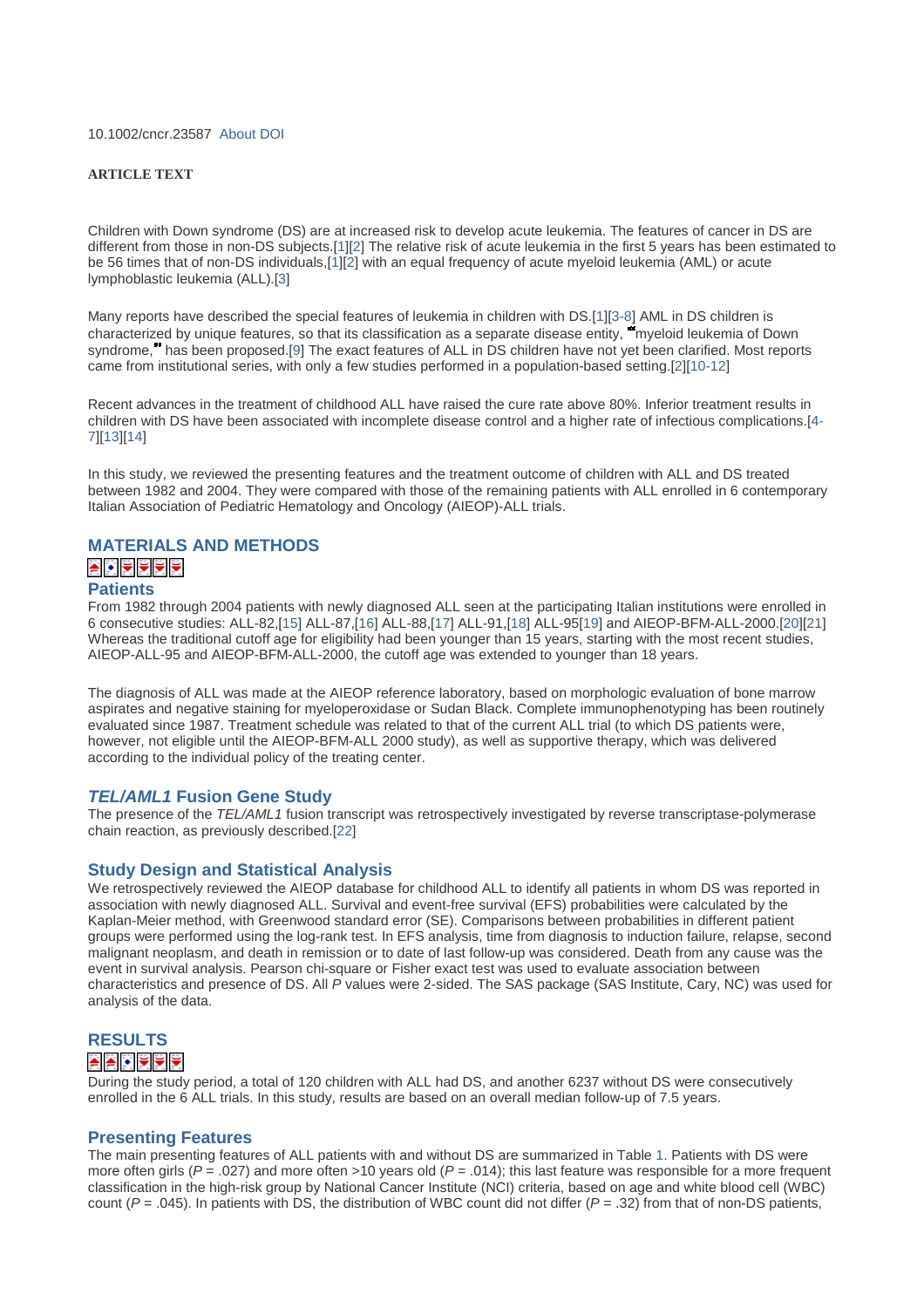10.1002/cncr.23587 About DOI

**ARTICLE TEXT**

Children with Down syndrome (DS) are at increased risk to develop acute leukemia. The features of cancer in DS are different from those in non-DS subjects.[1][2] The relative risk of acute leukemia in the first 5 years has been estimated to be 56 times that of non-DS individuals,[1][2] with an equal frequency of acute myeloid leukemia (AML) or acute lymphoblastic leukemia (ALL).[3]

Many reports have described the special features of leukemia in children with DS.[1][3-8] AML in DS children is characterized by unique features, so that its classification as a separate disease entity, "myeloid leukemia of Down syndrome," has been proposed.[9] The exact features of ALL in DS children have not yet been clarified. Most reports came from institutional series, with only a few studies performed in a population-based setting.[2][10-12]

Recent advances in the treatment of childhood ALL have raised the cure rate above 80%. Inferior treatment results in children with DS have been associated with incomplete disease control and a higher rate of infectious complications.[4-7][13][14]

In this study, we reviewed the presenting features and the treatment outcome of children with ALL and DS treated between 1982 and 2004. They were compared with those of the remaining patients with ALL enrolled in 6 contemporary Italian Association of Pediatric Hematology and Oncology (AIEOP)-ALL trials.

## MATERIALS AND METHODS

### Patients

From 1982 through 2004 patients with newly diagnosed ALL seen at the participating Italian institutions were enrolled in 6 consecutive studies: ALL-82,[15] ALL-87,[16] ALL-88,[17] ALL-91,[18] ALL-95[19] and AIEOP-BFM-ALL-2000.[20][21] Whereas the traditional cutoff age for eligibility had been younger than 15 years, starting with the most recent studies, AIEOP-ALL-95 and AIEOP-BFM-ALL-2000, the cutoff age was extended to younger than 18 years.

The diagnosis of ALL was made at the AIEOP reference laboratory, based on morphologic evaluation of bone marrow aspirates and negative staining for myeloperoxidase or Sudan Black. Complete immunophenotyping has been routinely evaluated since 1987. Treatment schedule was related to that of the current ALL trial (to which DS patients were, however, not eligible until the AIEOP-BFM-ALL 2000 study), as well as supportive therapy, which was delivered according to the individual policy of the treating center.

### *TEL/AML1* Fusion Gene Study

The presence of the *TEL/AML1* fusion transcript was retrospectively investigated by reverse transcriptase-polymerase chain reaction, as previously described.[22]

### Study Design and Statistical Analysis

We retrospectively reviewed the AIEOP database for childhood ALL to identify all patients in whom DS was reported in association with newly diagnosed ALL. Survival and event-free survival (EFS) probabilities were calculated by the Kaplan-Meier method, with Greenwood standard error (SE). Comparisons between probabilities in different patient groups were performed using the log-rank test. In EFS analysis, time from diagnosis to induction failure, relapse, second malignant neoplasm, and death in remission or to date of last follow-up was considered. Death from any cause was the event in survival analysis. Pearson chi-square or Fisher exact test was used to evaluate association between characteristics and presence of DS. All *P* values were 2-sided. The SAS package (SAS Institute, Cary, NC) was used for analysis of the data.

## RESULTS

During the study period, a total of 120 children with ALL had DS, and another 6237 without DS were consecutively enrolled in the 6 ALL trials. In this study, results are based on an overall median follow-up of 7.5 years.

### Presenting Features

The main presenting features of ALL patients with and without DS are summarized in Table 1. Patients with DS were more often girls ($P = .027$) and more often >10 years old ($P = .014$); this last feature was responsible for a more frequent classification in the high-risk group by National Cancer Institute (NCI) criteria, based on age and white blood cell (WBC) count ($P = .045$). In patients with DS, the distribution of WBC count did not differ ($P = .32$) from that of non-DS patients,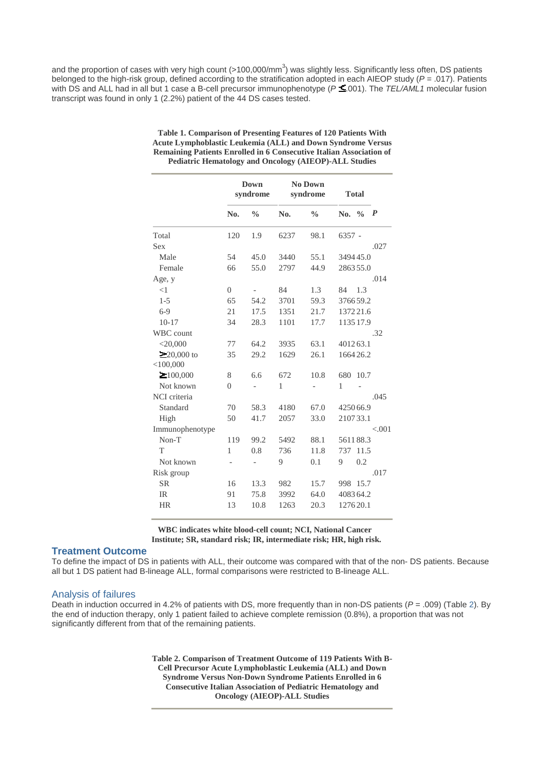and the proportion of cases with very high count (>100,000/mm$^3$) was slightly less. Significantly less often, DS patients belonged to the high-risk group, defined according to the stratification adopted in each AIEOP study ($P$ = .017). Patients with DS and ALL had in all but 1 case a B-cell precursor immunophenotype ($P \leq .001$). The *TEL/AML1* molecular fusion transcript was found in only 1 (2.2%) patient of the 44 DS cases tested.

**Table 1. Comparison of Presenting Features of 120 Patients With Acute Lymphoblastic Leukemia (ALL) and Down Syndrome Versus Remaining Patients Enrolled in 6 Consecutive Italian Association of Pediatric Hematology and Oncology (AIEOP)-ALL Studies**

| | Down syndrome | | No Down syndrome | | Total | | |
|---|---|---|---|---|---|---|---|
| | No. | % | No. | % | No. | % | *P* |
| Total | 120 | 1.9 | 6237 | 98.1 | 6357 | - | |
| Sex | | | | | | | .027 |
| Male | 54 | 45.0 | 3440 | 55.1 | 3494 | 45.0 | |
| Female | 66 | 55.0 | 2797 | 44.9 | 2863 | 55.0 | |
| Age, y | | | | | | | .014 |
| <1 | 0 | - | 84 | 1.3 | 84 | 1.3 | |
| 1-5 | 65 | 54.2 | 3701 | 59.3 | 3766 | 59.2 | |
| 6-9 | 21 | 17.5 | 1351 | 21.7 | 1372 | 21.6 | |
| 10-17 | 34 | 28.3 | 1101 | 17.7 | 1135 | 17.9 | |
| WBC count | | | | | | | .32 |
| <20,000 | 77 | 64.2 | 3935 | 63.1 | 4012 | 63.1 | |
| ≥20,000 to <100,000 | 35 | 29.2 | 1629 | 26.1 | 1664 | 26.2 | |
| ≥100,000 | 8 | 6.6 | 672 | 10.8 | 680 | 10.7 | |
| Not known | 0 | - | 1 | - | 1 | - | |
| NCI criteria | | | | | | | .045 |
| Standard | 70 | 58.3 | 4180 | 67.0 | 4250 | 66.9 | |
| High | 50 | 41.7 | 2057 | 33.0 | 2107 | 33.1 | |
| Immunophenotype | | | | | | | <.001 |
| Non-T | 119 | 99.2 | 5492 | 88.1 | 5611 | 88.3 | |
| T | 1 | 0.8 | 736 | 11.8 | 737 | 11.5 | |
| Not known | - | - | 9 | 0.1 | 9 | 0.2 | |
| Risk group | | | | | | | .017 |
| SR | 16 | 13.3 | 982 | 15.7 | 998 | 15.7 | |
| IR | 91 | 75.8 | 3992 | 64.0 | 4083 | 64.2 | |
| HR | 13 | 10.8 | 1263 | 20.3 | 1276 | 20.1 | |

**WBC indicates white blood-cell count; NCI, National Cancer Institute; SR, standard risk; IR, intermediate risk; HR, high risk.**

## Treatment Outcome

To define the impact of DS in patients with ALL, their outcome was compared with that of the non- DS patients. Because all but 1 DS patient had B-lineage ALL, formal comparisons were restricted to B-lineage ALL.

### Analysis of failures

Death in induction occurred in 4.2% of patients with DS, more frequently than in non-DS patients ($P$ = .009) (Table 2). By the end of induction therapy, only 1 patient failed to achieve complete remission (0.8%), a proportion that was not significantly different from that of the remaining patients.

**Table 2. Comparison of Treatment Outcome of 119 Patients With B-Cell Precursor Acute Lymphoblastic Leukemia (ALL) and Down Syndrome Versus Non-Down Syndrome Patients Enrolled in 6 Consecutive Italian Association of Pediatric Hematology and Oncology (AIEOP)-ALL Studies**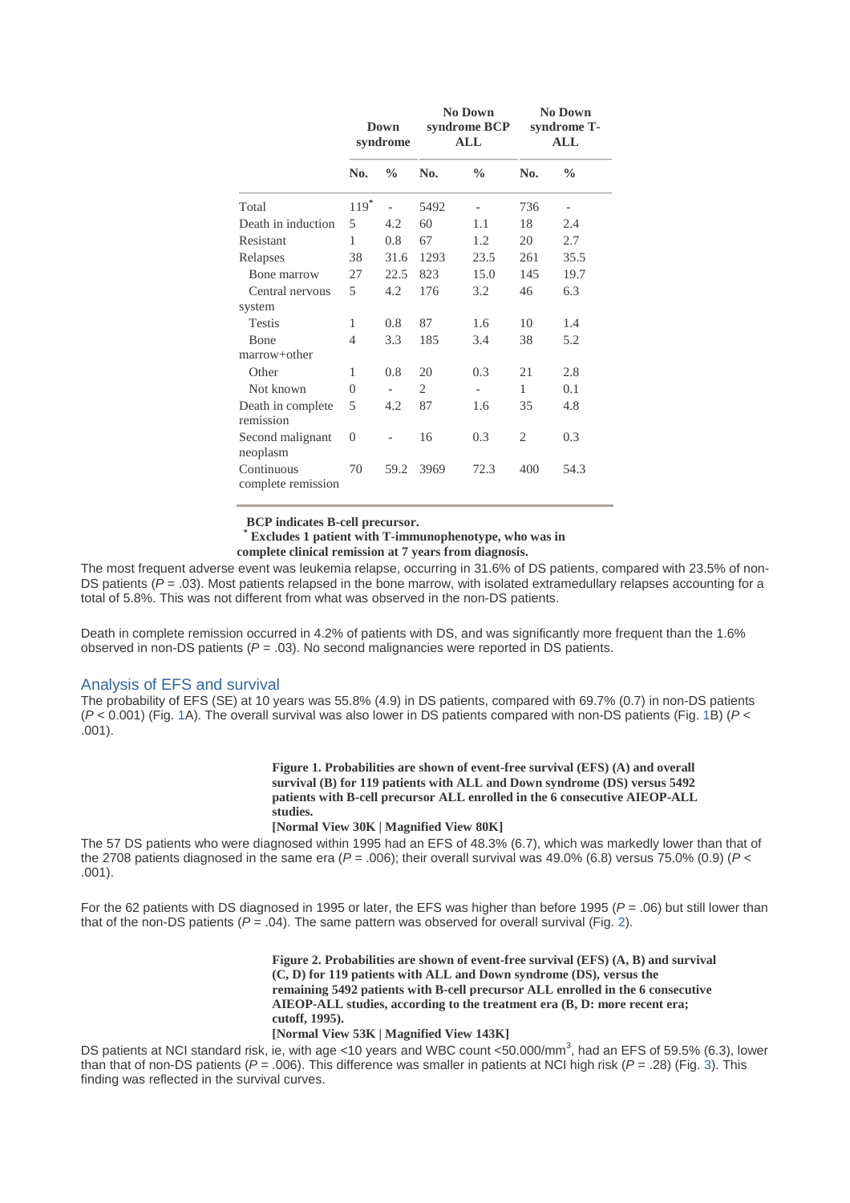| | Down syndrome | | No Down syndrome BCP ALL | | No Down syndrome T-ALL | |
|---|---|---|---|---|---|---|
| | No. | % | No. | % | No. | % |
| Total | 119* | - | 5492 | - | 736 | - |
| Death in induction | 5 | 4.2 | 60 | 1.1 | 18 | 2.4 |
| Resistant | 1 | 0.8 | 67 | 1.2 | 20 | 2.7 |
| Relapses | 38 | 31.6 | 1293 | 23.5 | 261 | 35.5 |
| Bone marrow | 27 | 22.5 | 823 | 15.0 | 145 | 19.7 |
| Central nervous system | 5 | 4.2 | 176 | 3.2 | 46 | 6.3 |
| Testis | 1 | 0.8 | 87 | 1.6 | 10 | 1.4 |
| Bone marrow+other | 4 | 3.3 | 185 | 3.4 | 38 | 5.2 |
| Other | 1 | 0.8 | 20 | 0.3 | 21 | 2.8 |
| Not known | 0 | - | 2 | - | 1 | 0.1 |
| Death in complete remission | 5 | 4.2 | 87 | 1.6 | 35 | 4.8 |
| Second malignant neoplasm | 0 | - | 16 | 0.3 | 2 | 0.3 |
| Continuous complete remission | 70 | 59.2 | 3969 | 72.3 | 400 | 54.3 |

**BCP indicates B-cell precursor.**

**\* Excludes 1 patient with T-immunophenotype, who was in complete clinical remission at 7 years from diagnosis.**

The most frequent adverse event was leukemia relapse, occurring in 31.6% of DS patients, compared with 23.5% of non-DS patients ($P = .03$). Most patients relapsed in the bone marrow, with isolated extramedullary relapses accounting for a total of 5.8%. This was not different from what was observed in the non-DS patients.

Death in complete remission occurred in 4.2% of patients with DS, and was significantly more frequent than the 1.6% observed in non-DS patients ($P = .03$). No second malignancies were reported in DS patients.

## Analysis of EFS and survival

The probability of EFS (SE) at 10 years was 55.8% (4.9) in DS patients, compared with 69.7% (0.7) in non-DS patients ($P < 0.001$) (Fig. 1A). The overall survival was also lower in DS patients compared with non-DS patients (Fig. 1B) ($P < .001$).

**Figure 1. Probabilities are shown of event-free survival (EFS) (A) and overall survival (B) for 119 patients with ALL and Down syndrome (DS) versus 5492 patients with B-cell precursor ALL enrolled in the 6 consecutive AIEOP-ALL studies.**
**[Normal View 30K | Magnified View 80K]**

The 57 DS patients who were diagnosed within 1995 had an EFS of 48.3% (6.7), which was markedly lower than that of the 2708 patients diagnosed in the same era ($P = .006$); their overall survival was 49.0% (6.8) versus 75.0% (0.9) ($P < .001$).

For the 62 patients with DS diagnosed in 1995 or later, the EFS was higher than before 1995 ($P = .06$) but still lower than that of the non-DS patients ($P = .04$). The same pattern was observed for overall survival (Fig. 2).

**Figure 2. Probabilities are shown of event-free survival (EFS) (A, B) and survival (C, D) for 119 patients with ALL and Down syndrome (DS), versus the remaining 5492 patients with B-cell precursor ALL enrolled in the 6 consecutive AIEOP-ALL studies, according to the treatment era (B, D: more recent era; cutoff, 1995).**
**[Normal View 53K | Magnified View 143K]**

DS patients at NCI standard risk, ie, with age <10 years and WBC count <50.000/$mm^3$, had an EFS of 59.5% (6.3), lower than that of non-DS patients ($P = .006$). This difference was smaller in patients at NCI high risk ($P = .28$) (Fig. 3). This finding was reflected in the survival curves.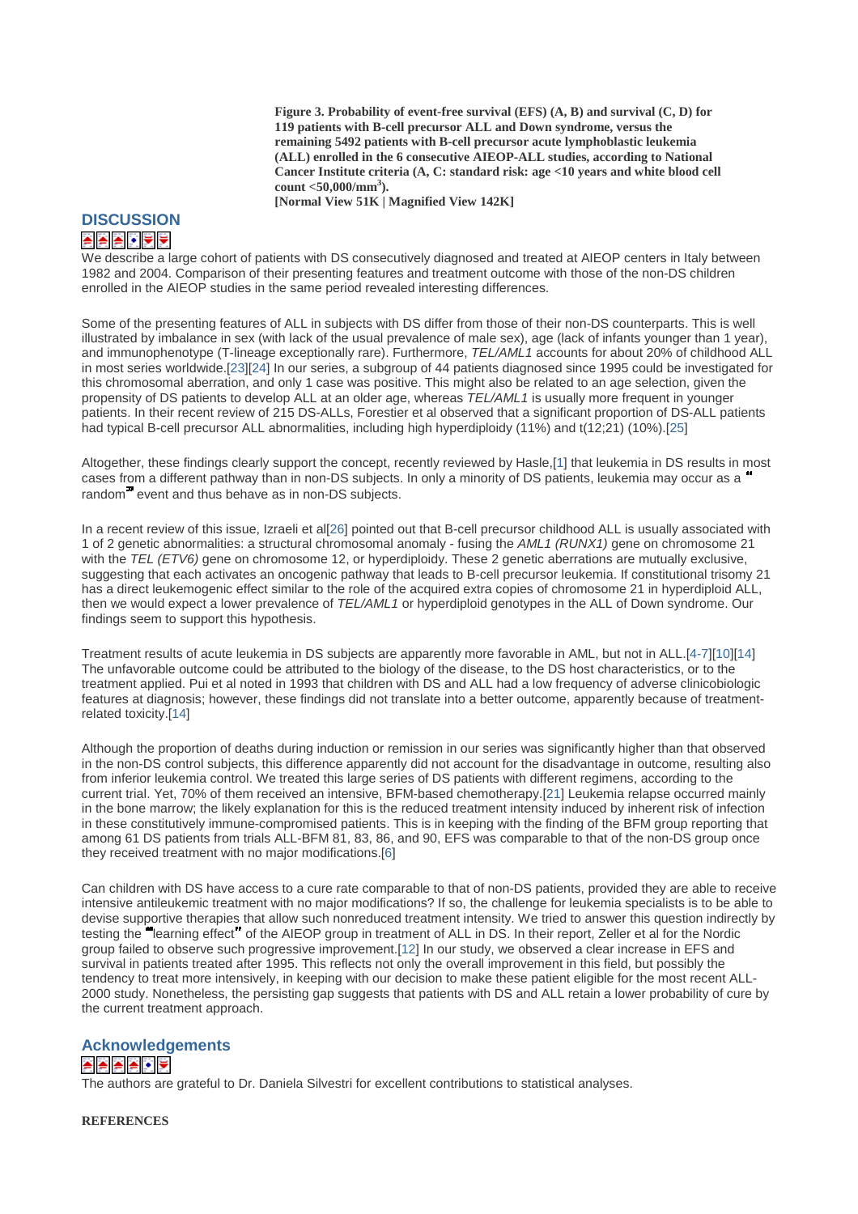**Figure 3. Probability of event-free survival (EFS) (A, B) and survival (C, D) for 119 patients with B-cell precursor ALL and Down syndrome, versus the remaining 5492 patients with B-cell precursor acute lymphoblastic leukemia (ALL) enrolled in the 6 consecutive AIEOP-ALL studies, according to National Cancer Institute criteria (A, C: standard risk: age <10 years and white blood cell count <50,000/mm$^3$).**
**[Normal View 51K | Magnified View 142K]**

## DISCUSSION

We describe a large cohort of patients with DS consecutively diagnosed and treated at AIEOP centers in Italy between 1982 and 2004. Comparison of their presenting features and treatment outcome with those of the non-DS children enrolled in the AIEOP studies in the same period revealed interesting differences.

Some of the presenting features of ALL in subjects with DS differ from those of their non-DS counterparts. This is well illustrated by imbalance in sex (with lack of the usual prevalence of male sex), age (lack of infants younger than 1 year), and immunophenotype (T-lineage exceptionally rare). Furthermore, *TEL/AML1* accounts for about 20% of childhood ALL in most series worldwide.[23][24] In our series, a subgroup of 44 patients diagnosed since 1995 could be investigated for this chromosomal aberration, and only 1 case was positive. This might also be related to an age selection, given the propensity of DS patients to develop ALL at an older age, whereas *TEL/AML1* is usually more frequent in younger patients. In their recent review of 215 DS-ALLs, Forestier et al observed that a significant proportion of DS-ALL patients had typical B-cell precursor ALL abnormalities, including high hyperdiploidy (11%) and t(12;21) (10%).[25]

Altogether, these findings clearly support the concept, recently reviewed by Hasle,[1] that leukemia in DS results in most cases from a different pathway than in non-DS subjects. In only a minority of DS patients, leukemia may occur as a "random" event and thus behave as in non-DS subjects.

In a recent review of this issue, Izraeli et al[26] pointed out that B-cell precursor childhood ALL is usually associated with 1 of 2 genetic abnormalities: a structural chromosomal anomaly - fusing the *AML1 (RUNX1)* gene on chromosome 21 with the *TEL (ETV6)* gene on chromosome 12, or hyperdiploidy. These 2 genetic aberrations are mutually exclusive, suggesting that each activates an oncogenic pathway that leads to B-cell precursor leukemia. If constitutional trisomy 21 has a direct leukemogenic effect similar to the role of the acquired extra copies of chromosome 21 in hyperdiploid ALL, then we would expect a lower prevalence of *TEL/AML1* or hyperdiploid genotypes in the ALL of Down syndrome. Our findings seem to support this hypothesis.

Treatment results of acute leukemia in DS subjects are apparently more favorable in AML, but not in ALL.[4-7][10][14] The unfavorable outcome could be attributed to the biology of the disease, to the DS host characteristics, or to the treatment applied. Pui et al noted in 1993 that children with DS and ALL had a low frequency of adverse clinicobiologic features at diagnosis; however, these findings did not translate into a better outcome, apparently because of treatment-related toxicity.[14]

Although the proportion of deaths during induction or remission in our series was significantly higher than that observed in the non-DS control subjects, this difference apparently did not account for the disadvantage in outcome, resulting also from inferior leukemia control. We treated this large series of DS patients with different regimens, according to the current trial. Yet, 70% of them received an intensive, BFM-based chemotherapy.[21] Leukemia relapse occurred mainly in the bone marrow; the likely explanation for this is the reduced treatment intensity induced by inherent risk of infection in these constitutively immune-compromised patients. This is in keeping with the finding of the BFM group reporting that among 61 DS patients from trials ALL-BFM 81, 83, 86, and 90, EFS was comparable to that of the non-DS group once they received treatment with no major modifications.[6]

Can children with DS have access to a cure rate comparable to that of non-DS patients, provided they are able to receive intensive antileukemic treatment with no major modifications? If so, the challenge for leukemia specialists is to be able to devise supportive therapies that allow such nonreduced treatment intensity. We tried to answer this question indirectly by testing the "learning effect" of the AIEOP group in treatment of ALL in DS. In their report, Zeller et al for the Nordic group failed to observe such progressive improvement.[12] In our study, we observed a clear increase in EFS and survival in patients treated after 1995. This reflects not only the overall improvement in this field, but possibly the tendency to treat more intensively, in keeping with our decision to make these patient eligible for the most recent ALL-2000 study. Nonetheless, the persisting gap suggests that patients with DS and ALL retain a lower probability of cure by the current treatment approach.

## Acknowledgements

The authors are grateful to Dr. Daniela Silvestri for excellent contributions to statistical analyses.

**REFERENCES**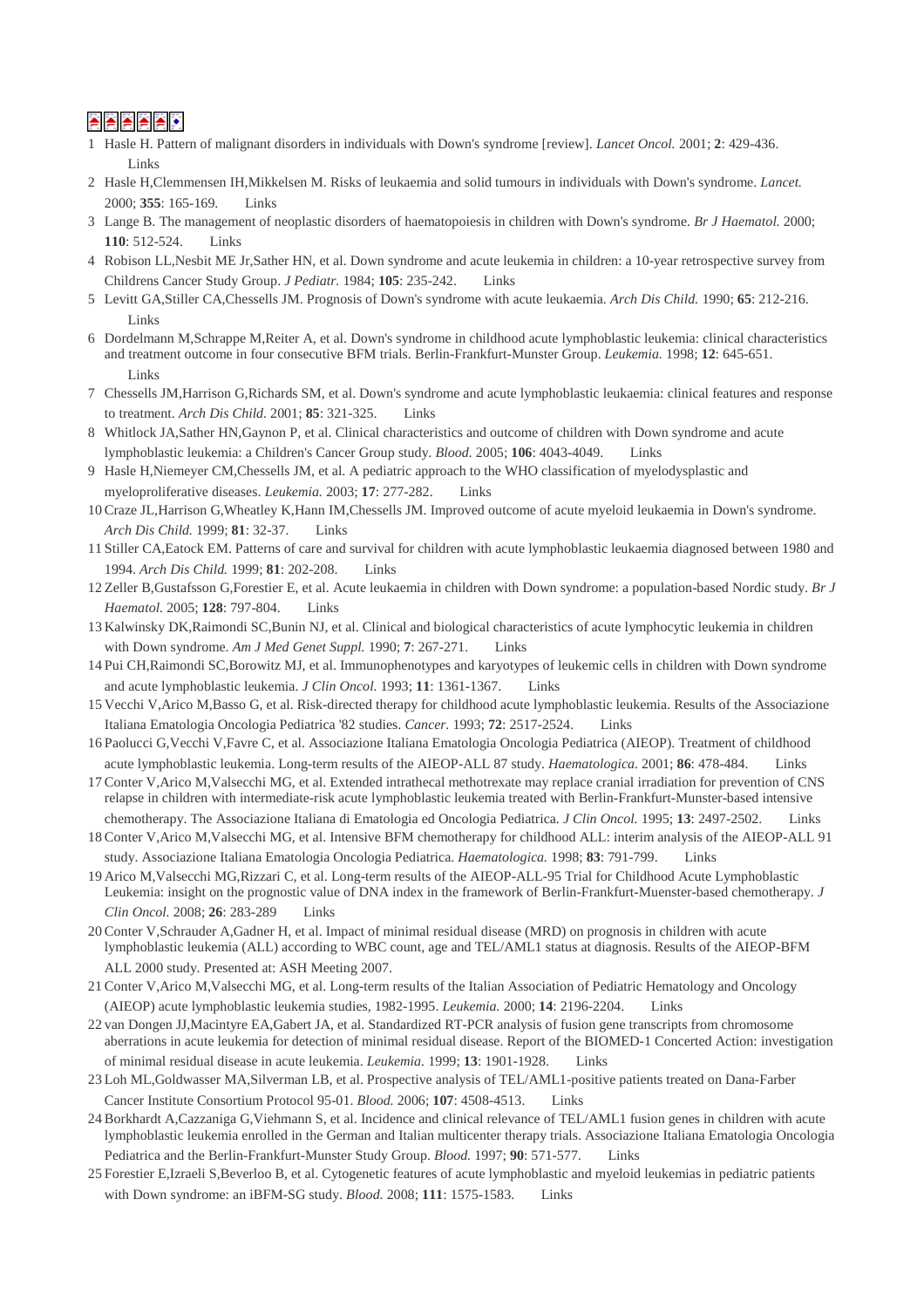1. Hasle H. Pattern of malignant disorders in individuals with Down's syndrome [review]. *Lancet Oncol.* 2001; **2**: 429-436. Links
2. Hasle H,Clemmensen IH,Mikkelsen M. Risks of leukaemia and solid tumours in individuals with Down's syndrome. *Lancet.* 2000; **355**: 165-169. Links
3. Lange B. The management of neoplastic disorders of haematopoeisis in children with Down's syndrome. *Br J Haematol.* 2000; **110**: 512-524. Links
4. Robison LL,Nesbit ME Jr,Sather HN, et al. Down syndrome and acute leukemia in children: a 10-year retrospective survey from Childrens Cancer Study Group. *J Pediatr.* 1984; **105**: 235-242. Links
5. Levitt GA,Stiller CA,Chessells JM. Prognosis of Down's syndrome with acute leukaemia. *Arch Dis Child.* 1990; **65**: 212-216. Links
6. Dordelmann M,Schrappe M,Reiter A, et al. Down's syndrome in childhood acute lymphoblastic leukemia: clinical characteristics and treatment outcome in four consecutive BFM trials. Berlin-Frankfurt-Munster Group. *Leukemia.* 1998; **12**: 645-651. Links
7. Chessells JM,Harrison G,Richards SM, et al. Down's syndrome and acute lymphoblastic leukaemia: clinical features and response to treatment. *Arch Dis Child.* 2001; **85**: 321-325. Links
8. Whitlock JA,Sather HN,Gaynon P, et al. Clinical characteristics and outcome of children with Down syndrome and acute lymphoblastic leukemia: a Children's Cancer Group study. *Blood.* 2005; **106**: 4043-4049. Links
9. Hasle H,Niemeyer CM,Chessells JM, et al. A pediatric approach to the WHO classification of myelodysplastic and myeloproliferative diseases. *Leukemia.* 2003; **17**: 277-282. Links
10. Craze JL,Harrison G,Wheatley K,Hann IM,Chessells JM. Improved outcome of acute myeloid leukaemia in Down's syndrome. *Arch Dis Child.* 1999; **81**: 32-37. Links
11. Stiller CA,Eatock EM. Patterns of care and survival for children with acute lymphoblastic leukaemia diagnosed between 1980 and 1994. *Arch Dis Child.* 1999; **81**: 202-208. Links
12. Zeller B,Gustafsson G,Forestier E, et al. Acute leukaemia in children with Down syndrome: a population-based Nordic study. *Br J Haematol.* 2005; **128**: 797-804. Links
13. Kalwinsky DK,Raimondi SC,Bunin NJ, et al. Clinical and biological characteristics of acute lymphocytic leukemia in children with Down syndrome. *Am J Med Genet Suppl.* 1990; **7**: 267-271. Links
14. Pui CH,Raimondi SC,Borowitz MJ, et al. Immunophenotypes and karyotypes of leukemic cells in children with Down syndrome and acute lymphoblastic leukemia. *J Clin Oncol.* 1993; **11**: 1361-1367. Links
15. Vecchi V,Arico M,Basso G, et al. Risk-directed therapy for childhood acute lymphoblastic leukemia. Results of the Associazione Italiana Ematologia Oncologia Pediatrica '82 studies. *Cancer.* 1993; **72**: 2517-2524. Links
16. Paolucci G,Vecchi V,Favre C, et al. Associazione Italiana Ematologia Oncologia Pediatrica (AIEOP). Treatment of childhood acute lymphoblastic leukemia. Long-term results of the AIEOP-ALL 87 study. *Haematologica.* 2001; **86**: 478-484. Links
17. Conter V,Arico M,Valsecchi MG, et al. Extended intrathecal methotrexate may replace cranial irradiation for prevention of CNS relapse in children with intermediate-risk acute lymphoblastic leukemia treated with Berlin-Frankfurt-Munster-based intensive chemotherapy. The Associazione Italiana di Ematologia ed Oncologia Pediatrica. *J Clin Oncol.* 1995; **13**: 2497-2502. Links
18. Conter V,Arico M,Valsecchi MG, et al. Intensive BFM chemotherapy for childhood ALL: interim analysis of the AIEOP-ALL 91 study. Associazione Italiana Ematologia Oncologia Pediatrica. *Haematologica.* 1998; **83**: 791-799. Links
19. Arico M,Valsecchi MG,Rizzari C, et al. Long-term results of the AIEOP-ALL-95 Trial for Childhood Acute Lymphoblastic Leukemia: insight on the prognostic value of DNA index in the framework of Berlin-Frankfurt-Muenster-based chemotherapy. *J Clin Oncol.* 2008; **26**: 283-289 Links
20. Conter V,Schrauder A,Gadner H, et al. Impact of minimal residual disease (MRD) on prognosis in children with acute lymphoblastic leukemia (ALL) according to WBC count, age and TEL/AML1 status at diagnosis. Results of the AIEOP-BFM ALL 2000 study. Presented at: ASH Meeting 2007.
21. Conter V,Arico M,Valsecchi MG, et al. Long-term results of the Italian Association of Pediatric Hematology and Oncology (AIEOP) acute lymphoblastic leukemia studies, 1982-1995. *Leukemia.* 2000; **14**: 2196-2204. Links
22. van Dongen JJ,Macintyre EA,Gabert JA, et al. Standardized RT-PCR analysis of fusion gene transcripts from chromosome aberrations in acute leukemia for detection of minimal residual disease. Report of the BIOMED-1 Concerted Action: investigation of minimal residual disease in acute leukemia. *Leukemia.* 1999; **13**: 1901-1928. Links
23. Loh ML,Goldwasser MA,Silverman LB, et al. Prospective analysis of TEL/AML1-positive patients treated on Dana-Farber Cancer Institute Consortium Protocol 95-01. *Blood.* 2006; **107**: 4508-4513. Links
24. Borkhardt A,Cazzaniga G,Viehmann S, et al. Incidence and clinical relevance of TEL/AML1 fusion genes in children with acute lymphoblastic leukemia enrolled in the German and Italian multicenter therapy trials. Associazione Italiana Ematologia Oncologia Pediatrica and the Berlin-Frankfurt-Munster Study Group. *Blood.* 1997; **90**: 571-577. Links
25. Forestier E,Izraeli S,Beverloo B, et al. Cytogenetic features of acute lymphoblastic and myeloid leukemias in pediatric patients with Down syndrome: an iBFM-SG study. *Blood.* 2008; **111**: 1575-1583. Links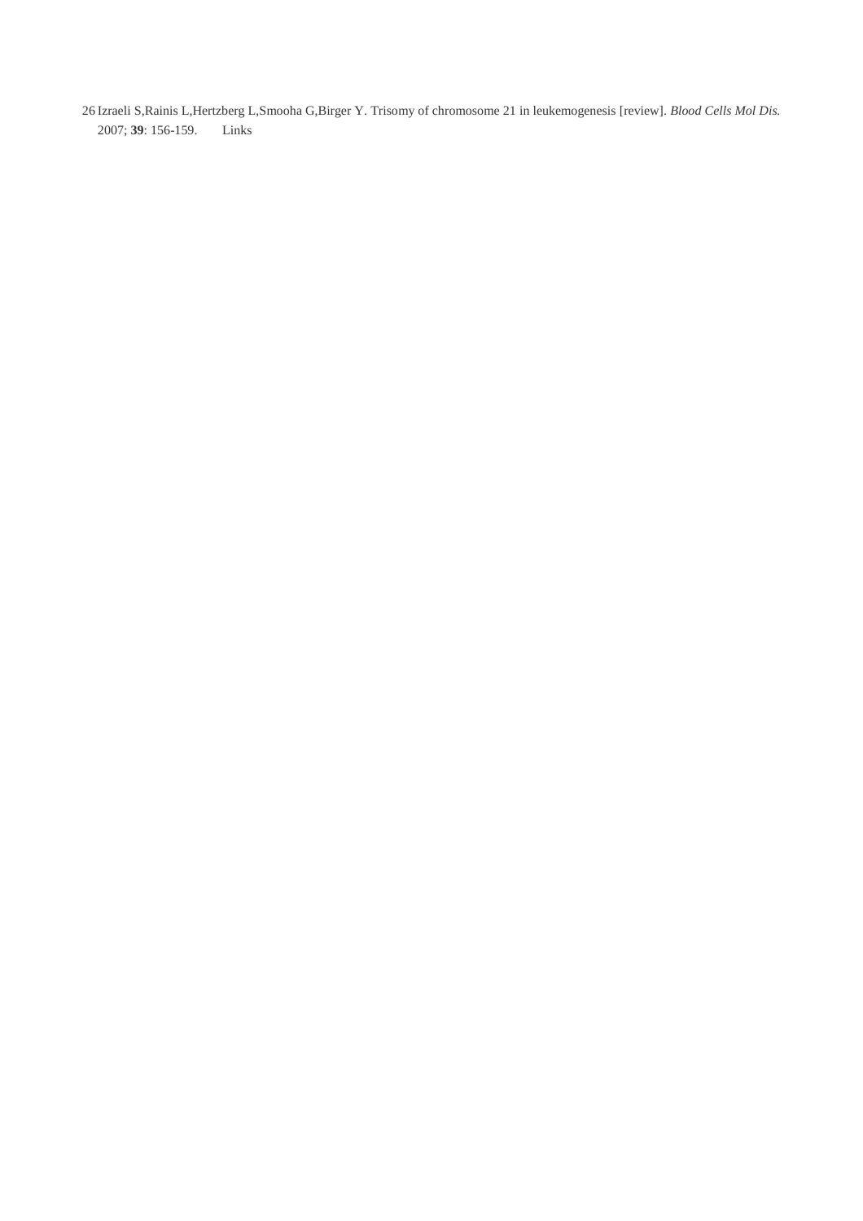26 Izraeli S,Rainis L,Hertzberg L,Smooha G,Birger Y. Trisomy of chromosome 21 in leukemogenesis [review]. *Blood Cells Mol Dis.* 2007; **39**: 156-159. Links